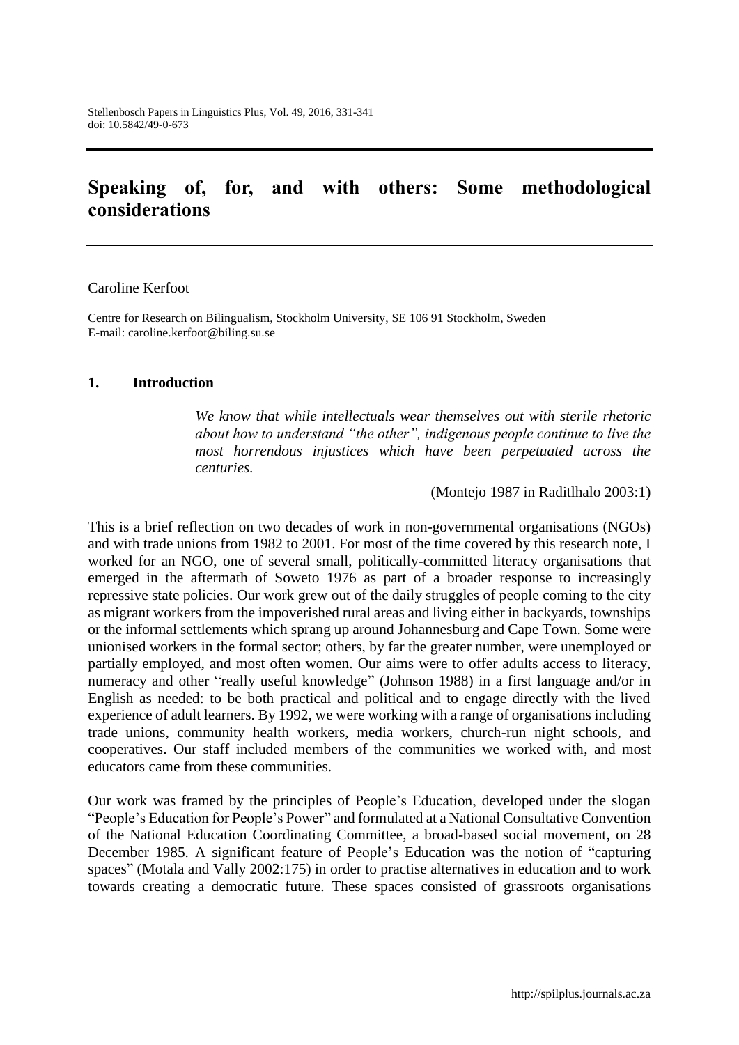# Speaking of, for, and with others: Some methodological considerations

Caroline Kerfoot

Centre for Research on Bilingualism, Stockholm University, SE 106 91 Stockholm, Sweden
E-mail: caroline.kerfoot@biling.su.se

## 1. Introduction

> *We know that while intellectuals wear themselves out with sterile rhetoric about how to understand "the other", indigenous people continue to live the most horrendous injustices which have been perpetuated across the centuries.*
>
> (Montejo 1987 in Raditlhalo 2003:1)

This is a brief reflection on two decades of work in non-governmental organisations (NGOs) and with trade unions from 1982 to 2001. For most of the time covered by this research note, I worked for an NGO, one of several small, politically-committed literacy organisations that emerged in the aftermath of Soweto 1976 as part of a broader response to increasingly repressive state policies. Our work grew out of the daily struggles of people coming to the city as migrant workers from the impoverished rural areas and living either in backyards, townships or the informal settlements which sprang up around Johannesburg and Cape Town. Some were unionised workers in the formal sector; others, by far the greater number, were unemployed or partially employed, and most often women. Our aims were to offer adults access to literacy, numeracy and other "really useful knowledge" (Johnson 1988) in a first language and/or in English as needed: to be both practical and political and to engage directly with the lived experience of adult learners. By 1992, we were working with a range of organisations including trade unions, community health workers, media workers, church-run night schools, and cooperatives. Our staff included members of the communities we worked with, and most educators came from these communities.

Our work was framed by the principles of People's Education, developed under the slogan "People's Education for People's Power" and formulated at a National Consultative Convention of the National Education Coordinating Committee, a broad-based social movement, on 28 December 1985. A significant feature of People's Education was the notion of "capturing spaces" (Motala and Vally 2002:175) in order to practise alternatives in education and to work towards creating a democratic future. These spaces consisted of grassroots organisations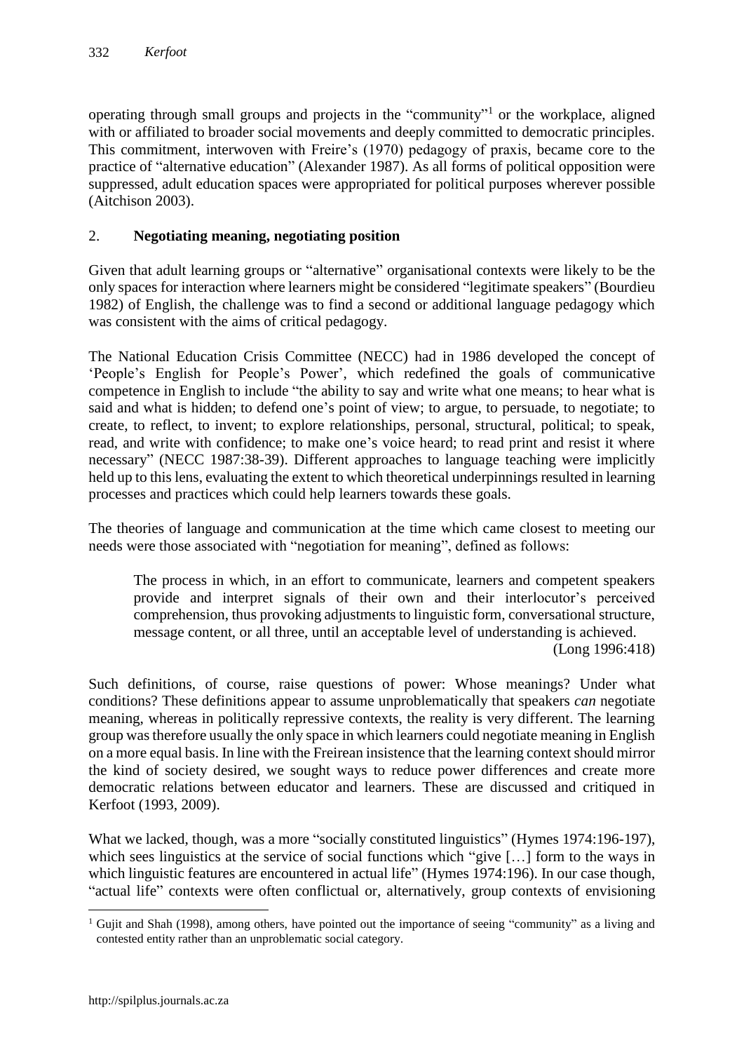operating through small groups and projects in the "community"[1] or the workplace, aligned with or affiliated to broader social movements and deeply committed to democratic principles. This commitment, interwoven with Freire's (1970) pedagogy of praxis, became core to the practice of "alternative education" (Alexander 1987). As all forms of political opposition were suppressed, adult education spaces were appropriated for political purposes wherever possible (Aitchison 2003).

## 2. **Negotiating meaning, negotiating position**

Given that adult learning groups or "alternative" organisational contexts were likely to be the only spaces for interaction where learners might be considered "legitimate speakers" (Bourdieu 1982) of English, the challenge was to find a second or additional language pedagogy which was consistent with the aims of critical pedagogy.

The National Education Crisis Committee (NECC) had in 1986 developed the concept of 'People's English for People's Power', which redefined the goals of communicative competence in English to include "the ability to say and write what one means; to hear what is said and what is hidden; to defend one's point of view; to argue, to persuade, to negotiate; to create, to reflect, to invent; to explore relationships, personal, structural, political; to speak, read, and write with confidence; to make one's voice heard; to read print and resist it where necessary" (NECC 1987:38-39). Different approaches to language teaching were implicitly held up to this lens, evaluating the extent to which theoretical underpinnings resulted in learning processes and practices which could help learners towards these goals.

The theories of language and communication at the time which came closest to meeting our needs were those associated with "negotiation for meaning", defined as follows:

> The process in which, in an effort to communicate, learners and competent speakers provide and interpret signals of their own and their interlocutor's perceived comprehension, thus provoking adjustments to linguistic form, conversational structure, message content, or all three, until an acceptable level of understanding is achieved.
> (Long 1996:418)

Such definitions, of course, raise questions of power: Whose meanings? Under what conditions? These definitions appear to assume unproblematically that speakers *can* negotiate meaning, whereas in politically repressive contexts, the reality is very different. The learning group was therefore usually the only space in which learners could negotiate meaning in English on a more equal basis. In line with the Freirean insistence that the learning context should mirror the kind of society desired, we sought ways to reduce power differences and create more democratic relations between educator and learners. These are discussed and critiqued in Kerfoot (1993, 2009).

What we lacked, though, was a more "socially constituted linguistics" (Hymes 1974:196-197), which sees linguistics at the service of social functions which "give […] form to the ways in which linguistic features are encountered in actual life" (Hymes 1974:196). In our case though, "actual life" contexts were often conflictual or, alternatively, group contexts of envisioning

[1] Gujit and Shah (1998), among others, have pointed out the importance of seeing "community" as a living and contested entity rather than an unproblematic social category.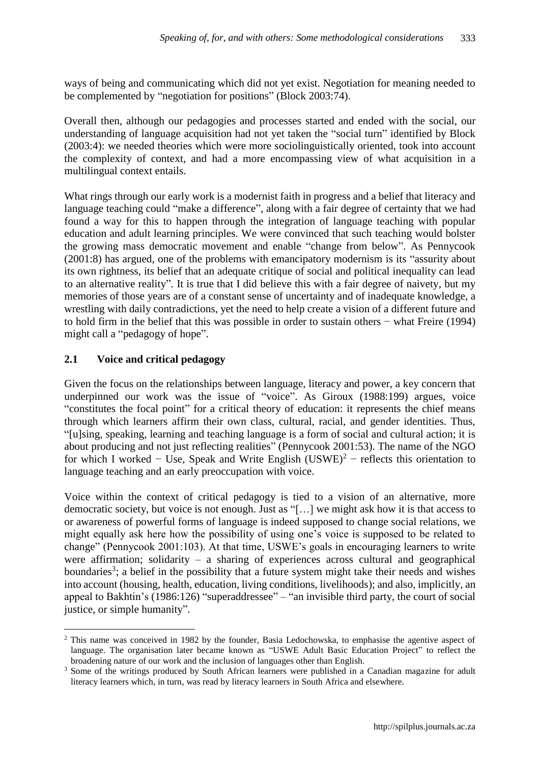ways of being and communicating which did not yet exist. Negotiation for meaning needed to be complemented by "negotiation for positions" (Block 2003:74).

Overall then, although our pedagogies and processes started and ended with the social, our understanding of language acquisition had not yet taken the "social turn" identified by Block (2003:4): we needed theories which were more sociolinguistically oriented, took into account the complexity of context, and had a more encompassing view of what acquisition in a multilingual context entails.

What rings through our early work is a modernist faith in progress and a belief that literacy and language teaching could "make a difference", along with a fair degree of certainty that we had found a way for this to happen through the integration of language teaching with popular education and adult learning principles. We were convinced that such teaching would bolster the growing mass democratic movement and enable "change from below". As Pennycook (2001:8) has argued, one of the problems with emancipatory modernism is its "assurity about its own rightness, its belief that an adequate critique of social and political inequality can lead to an alternative reality". It is true that I did believe this with a fair degree of naivety, but my memories of those years are of a constant sense of uncertainty and of inadequate knowledge, a wrestling with daily contradictions, yet the need to help create a vision of a different future and to hold firm in the belief that this was possible in order to sustain others − what Freire (1994) might call a "pedagogy of hope".

## 2.1 Voice and critical pedagogy

Given the focus on the relationships between language, literacy and power, a key concern that underpinned our work was the issue of "voice". As Giroux (1988:199) argues, voice "constitutes the focal point" for a critical theory of education: it represents the chief means through which learners affirm their own class, cultural, racial, and gender identities. Thus, "[u]sing, speaking, learning and teaching language is a form of social and cultural action; it is about producing and not just reflecting realities" (Pennycook 2001:53). The name of the NGO for which I worked − Use, Speak and Write English (USWE)[2] − reflects this orientation to language teaching and an early preoccupation with voice.

Voice within the context of critical pedagogy is tied to a vision of an alternative, more democratic society, but voice is not enough. Just as "[…] we might ask how it is that access to or awareness of powerful forms of language is indeed supposed to change social relations, we might equally ask here how the possibility of using one's voice is supposed to be related to change" (Pennycook 2001:103). At that time, USWE's goals in encouraging learners to write were affirmation; solidarity – a sharing of experiences across cultural and geographical boundaries[3]; a belief in the possibility that a future system might take their needs and wishes into account (housing, health, education, living conditions, livelihoods); and also, implicitly, an appeal to Bakhtin's (1986:126) "superaddressee" – "an invisible third party, the court of social justice, or simple humanity".

---

[2] This name was conceived in 1982 by the founder, Basia Ledochowska, to emphasise the agentive aspect of language. The organisation later became known as "USWE Adult Basic Education Project" to reflect the broadening nature of our work and the inclusion of languages other than English.

[3] Some of the writings produced by South African learners were published in a Canadian magazine for adult literacy learners which, in turn, was read by literacy learners in South Africa and elsewhere.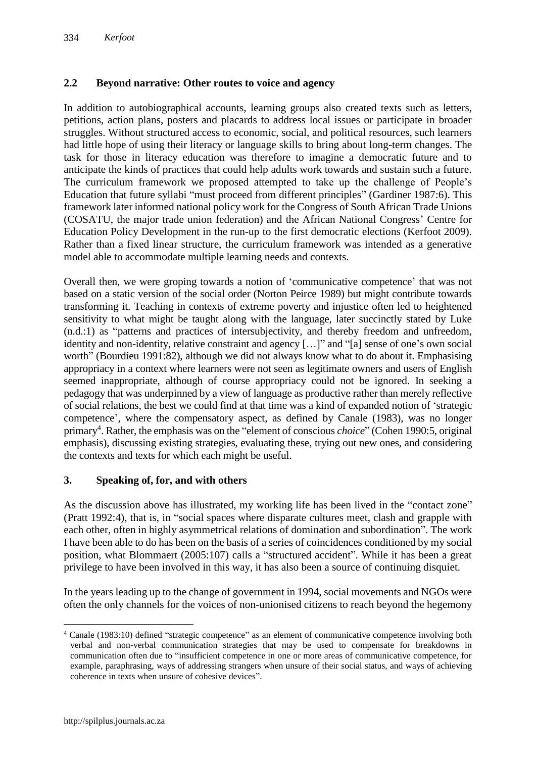## 2.2 Beyond narrative: Other routes to voice and agency

In addition to autobiographical accounts, learning groups also created texts such as letters, petitions, action plans, posters and placards to address local issues or participate in broader struggles. Without structured access to economic, social, and political resources, such learners had little hope of using their literacy or language skills to bring about long-term changes. The task for those in literacy education was therefore to imagine a democratic future and to anticipate the kinds of practices that could help adults work towards and sustain such a future. The curriculum framework we proposed attempted to take up the challenge of People's Education that future syllabi "must proceed from different principles" (Gardiner 1987:6). This framework later informed national policy work for the Congress of South African Trade Unions (COSATU, the major trade union federation) and the African National Congress' Centre for Education Policy Development in the run-up to the first democratic elections (Kerfoot 2009). Rather than a fixed linear structure, the curriculum framework was intended as a generative model able to accommodate multiple learning needs and contexts.

Overall then, we were groping towards a notion of 'communicative competence' that was not based on a static version of the social order (Norton Peirce 1989) but might contribute towards transforming it. Teaching in contexts of extreme poverty and injustice often led to heightened sensitivity to what might be taught along with the language, later succinctly stated by Luke (n.d.:1) as "patterns and practices of intersubjectivity, and thereby freedom and unfreedom, identity and non-identity, relative constraint and agency […]" and "[a] sense of one's own social worth" (Bourdieu 1991:82), although we did not always know what to do about it. Emphasising appropriacy in a context where learners were not seen as legitimate owners and users of English seemed inappropriate, although of course appropriacy could not be ignored. In seeking a pedagogy that was underpinned by a view of language as productive rather than merely reflective of social relations, the best we could find at that time was a kind of expanded notion of 'strategic competence', where the compensatory aspect, as defined by Canale (1983), was no longer primary[4]. Rather, the emphasis was on the "element of conscious *choice*" (Cohen 1990:5, original emphasis), discussing existing strategies, evaluating these, trying out new ones, and considering the contexts and texts for which each might be useful.

## 3. Speaking of, for, and with others

As the discussion above has illustrated, my working life has been lived in the "contact zone" (Pratt 1992:4), that is, in "social spaces where disparate cultures meet, clash and grapple with each other, often in highly asymmetrical relations of domination and subordination". The work I have been able to do has been on the basis of a series of coincidences conditioned by my social position, what Blommaert (2005:107) calls a "structured accident". While it has been a great privilege to have been involved in this way, it has also been a source of continuing disquiet.

In the years leading up to the change of government in 1994, social movements and NGOs were often the only channels for the voices of non-unionised citizens to reach beyond the hegemony

---

[4] Canale (1983:10) defined "strategic competence" as an element of communicative competence involving both verbal and non-verbal communication strategies that may be used to compensate for breakdowns in communication often due to "insufficient competence in one or more areas of communicative competence, for example, paraphrasing, ways of addressing strangers when unsure of their social status, and ways of achieving coherence in texts when unsure of cohesive devices".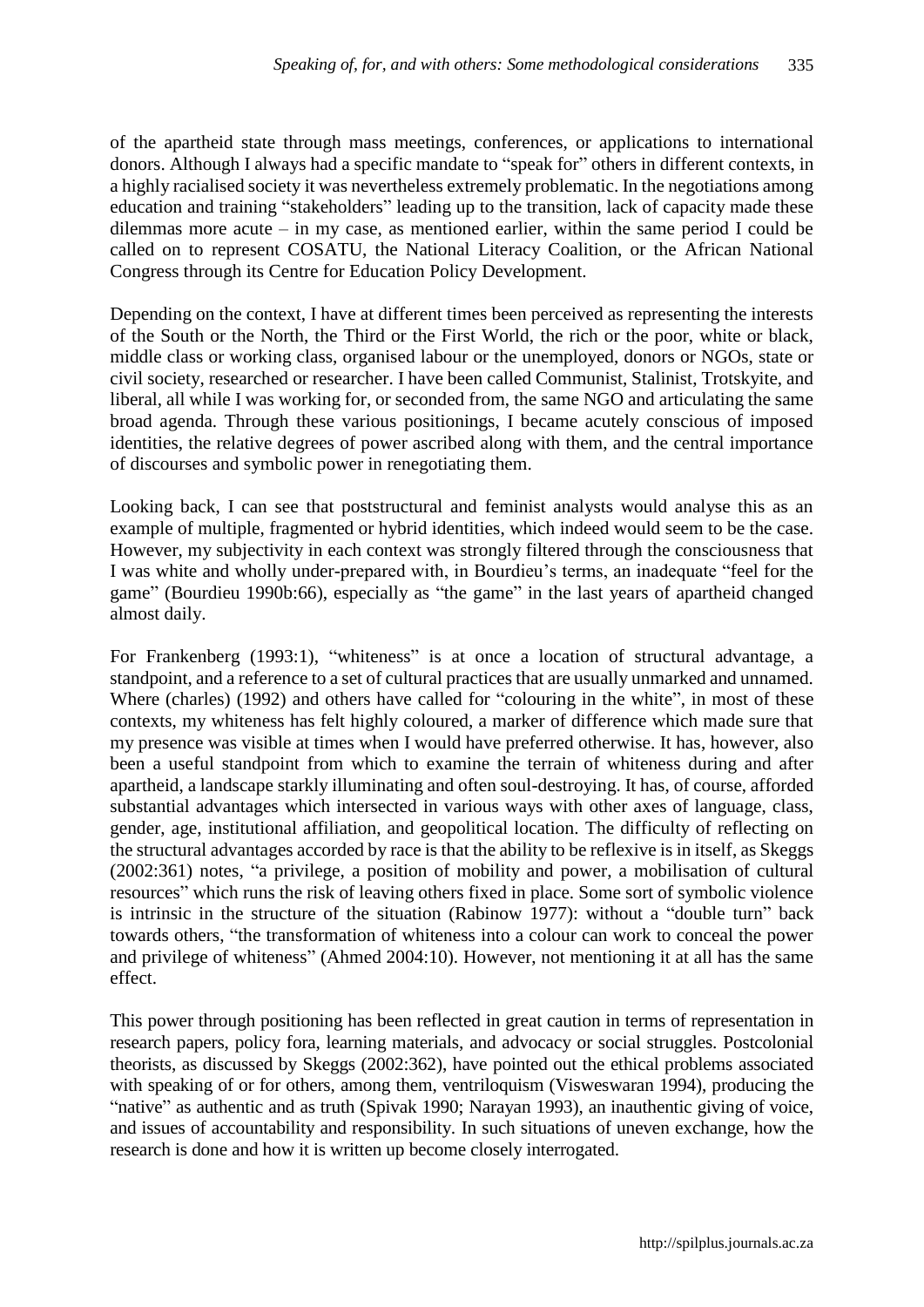of the apartheid state through mass meetings, conferences, or applications to international donors. Although I always had a specific mandate to "speak for" others in different contexts, in a highly racialised society it was nevertheless extremely problematic. In the negotiations among education and training "stakeholders" leading up to the transition, lack of capacity made these dilemmas more acute – in my case, as mentioned earlier, within the same period I could be called on to represent COSATU, the National Literacy Coalition, or the African National Congress through its Centre for Education Policy Development.

Depending on the context, I have at different times been perceived as representing the interests of the South or the North, the Third or the First World, the rich or the poor, white or black, middle class or working class, organised labour or the unemployed, donors or NGOs, state or civil society, researched or researcher. I have been called Communist, Stalinist, Trotskyite, and liberal, all while I was working for, or seconded from, the same NGO and articulating the same broad agenda. Through these various positionings, I became acutely conscious of imposed identities, the relative degrees of power ascribed along with them, and the central importance of discourses and symbolic power in renegotiating them.

Looking back, I can see that poststructural and feminist analysts would analyse this as an example of multiple, fragmented or hybrid identities, which indeed would seem to be the case. However, my subjectivity in each context was strongly filtered through the consciousness that I was white and wholly under-prepared with, in Bourdieu's terms, an inadequate "feel for the game" (Bourdieu 1990b:66), especially as "the game" in the last years of apartheid changed almost daily.

For Frankenberg (1993:1), "whiteness" is at once a location of structural advantage, a standpoint, and a reference to a set of cultural practices that are usually unmarked and unnamed. Where (charles) (1992) and others have called for "colouring in the white", in most of these contexts, my whiteness has felt highly coloured, a marker of difference which made sure that my presence was visible at times when I would have preferred otherwise. It has, however, also been a useful standpoint from which to examine the terrain of whiteness during and after apartheid, a landscape starkly illuminating and often soul-destroying. It has, of course, afforded substantial advantages which intersected in various ways with other axes of language, class, gender, age, institutional affiliation, and geopolitical location. The difficulty of reflecting on the structural advantages accorded by race is that the ability to be reflexive is in itself, as Skeggs (2002:361) notes, "a privilege, a position of mobility and power, a mobilisation of cultural resources" which runs the risk of leaving others fixed in place. Some sort of symbolic violence is intrinsic in the structure of the situation (Rabinow 1977): without a "double turn" back towards others, "the transformation of whiteness into a colour can work to conceal the power and privilege of whiteness" (Ahmed 2004:10). However, not mentioning it at all has the same effect.

This power through positioning has been reflected in great caution in terms of representation in research papers, policy fora, learning materials, and advocacy or social struggles. Postcolonial theorists, as discussed by Skeggs (2002:362), have pointed out the ethical problems associated with speaking of or for others, among them, ventriloquism (Visweswaran 1994), producing the "native" as authentic and as truth (Spivak 1990; Narayan 1993), an inauthentic giving of voice, and issues of accountability and responsibility. In such situations of uneven exchange, how the research is done and how it is written up become closely interrogated.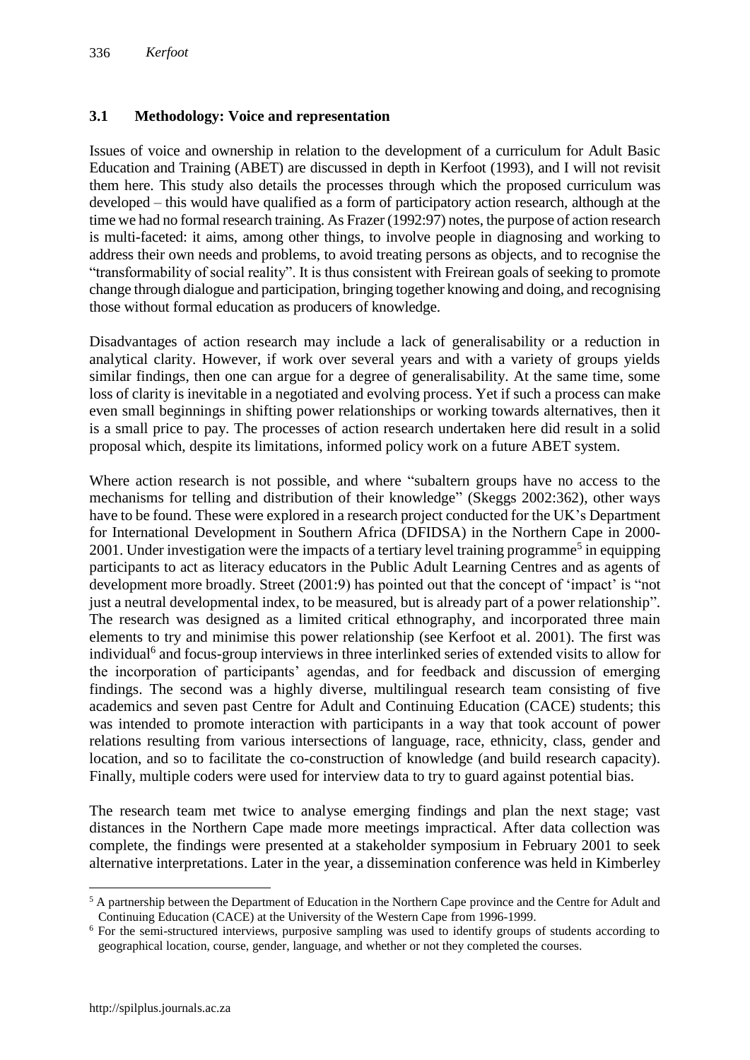### 3.1 Methodology: Voice and representation

Issues of voice and ownership in relation to the development of a curriculum for Adult Basic Education and Training (ABET) are discussed in depth in Kerfoot (1993), and I will not revisit them here. This study also details the processes through which the proposed curriculum was developed – this would have qualified as a form of participatory action research, although at the time we had no formal research training. As Frazer (1992:97) notes, the purpose of action research is multi-faceted: it aims, among other things, to involve people in diagnosing and working to address their own needs and problems, to avoid treating persons as objects, and to recognise the "transformability of social reality". It is thus consistent with Freirean goals of seeking to promote change through dialogue and participation, bringing together knowing and doing, and recognising those without formal education as producers of knowledge.

Disadvantages of action research may include a lack of generalisability or a reduction in analytical clarity. However, if work over several years and with a variety of groups yields similar findings, then one can argue for a degree of generalisability. At the same time, some loss of clarity is inevitable in a negotiated and evolving process. Yet if such a process can make even small beginnings in shifting power relationships or working towards alternatives, then it is a small price to pay. The processes of action research undertaken here did result in a solid proposal which, despite its limitations, informed policy work on a future ABET system.

Where action research is not possible, and where "subaltern groups have no access to the mechanisms for telling and distribution of their knowledge" (Skeggs 2002:362), other ways have to be found. These were explored in a research project conducted for the UK's Department for International Development in Southern Africa (DFIDSA) in the Northern Cape in 2000-2001. Under investigation were the impacts of a tertiary level training programme[5] in equipping participants to act as literacy educators in the Public Adult Learning Centres and as agents of development more broadly. Street (2001:9) has pointed out that the concept of 'impact' is "not just a neutral developmental index, to be measured, but is already part of a power relationship". The research was designed as a limited critical ethnography, and incorporated three main elements to try and minimise this power relationship (see Kerfoot et al. 2001). The first was individual[6] and focus-group interviews in three interlinked series of extended visits to allow for the incorporation of participants' agendas, and for feedback and discussion of emerging findings. The second was a highly diverse, multilingual research team consisting of five academics and seven past Centre for Adult and Continuing Education (CACE) students; this was intended to promote interaction with participants in a way that took account of power relations resulting from various intersections of language, race, ethnicity, class, gender and location, and so to facilitate the co-construction of knowledge (and build research capacity). Finally, multiple coders were used for interview data to try to guard against potential bias.

The research team met twice to analyse emerging findings and plan the next stage; vast distances in the Northern Cape made more meetings impractical. After data collection was complete, the findings were presented at a stakeholder symposium in February 2001 to seek alternative interpretations. Later in the year, a dissemination conference was held in Kimberley

---

[5] A partnership between the Department of Education in the Northern Cape province and the Centre for Adult and Continuing Education (CACE) at the University of the Western Cape from 1996-1999.

[6] For the semi-structured interviews, purposive sampling was used to identify groups of students according to geographical location, course, gender, language, and whether or not they completed the courses.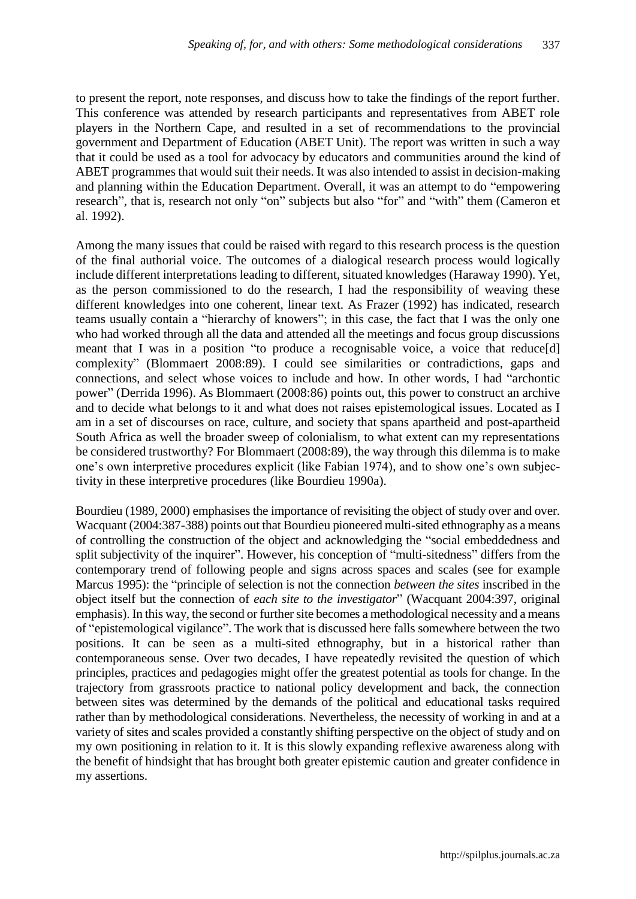to present the report, note responses, and discuss how to take the findings of the report further. This conference was attended by research participants and representatives from ABET role players in the Northern Cape, and resulted in a set of recommendations to the provincial government and Department of Education (ABET Unit). The report was written in such a way that it could be used as a tool for advocacy by educators and communities around the kind of ABET programmes that would suit their needs. It was also intended to assist in decision-making and planning within the Education Department. Overall, it was an attempt to do "empowering research", that is, research not only "on" subjects but also "for" and "with" them (Cameron et al. 1992).

Among the many issues that could be raised with regard to this research process is the question of the final authorial voice. The outcomes of a dialogical research process would logically include different interpretations leading to different, situated knowledges (Haraway 1990). Yet, as the person commissioned to do the research, I had the responsibility of weaving these different knowledges into one coherent, linear text. As Frazer (1992) has indicated, research teams usually contain a "hierarchy of knowers"; in this case, the fact that I was the only one who had worked through all the data and attended all the meetings and focus group discussions meant that I was in a position "to produce a recognisable voice, a voice that reduce[d] complexity" (Blommaert 2008:89). I could see similarities or contradictions, gaps and connections, and select whose voices to include and how. In other words, I had "archontic power" (Derrida 1996). As Blommaert (2008:86) points out, this power to construct an archive and to decide what belongs to it and what does not raises epistemological issues. Located as I am in a set of discourses on race, culture, and society that spans apartheid and post-apartheid South Africa as well the broader sweep of colonialism, to what extent can my representations be considered trustworthy? For Blommaert (2008:89), the way through this dilemma is to make one's own interpretive procedures explicit (like Fabian 1974), and to show one's own subjectivity in these interpretive procedures (like Bourdieu 1990a).

Bourdieu (1989, 2000) emphasises the importance of revisiting the object of study over and over. Wacquant (2004:387-388) points out that Bourdieu pioneered multi-sited ethnography as a means of controlling the construction of the object and acknowledging the "social embeddedness and split subjectivity of the inquirer". However, his conception of "multi-sitedness" differs from the contemporary trend of following people and signs across spaces and scales (see for example Marcus 1995): the "principle of selection is not the connection *between the sites* inscribed in the object itself but the connection of *each site to the investigator*" (Wacquant 2004:397, original emphasis). In this way, the second or further site becomes a methodological necessity and a means of "epistemological vigilance". The work that is discussed here falls somewhere between the two positions. It can be seen as a multi-sited ethnography, but in a historical rather than contemporaneous sense. Over two decades, I have repeatedly revisited the question of which principles, practices and pedagogies might offer the greatest potential as tools for change. In the trajectory from grassroots practice to national policy development and back, the connection between sites was determined by the demands of the political and educational tasks required rather than by methodological considerations. Nevertheless, the necessity of working in and at a variety of sites and scales provided a constantly shifting perspective on the object of study and on my own positioning in relation to it. It is this slowly expanding reflexive awareness along with the benefit of hindsight that has brought both greater epistemic caution and greater confidence in my assertions.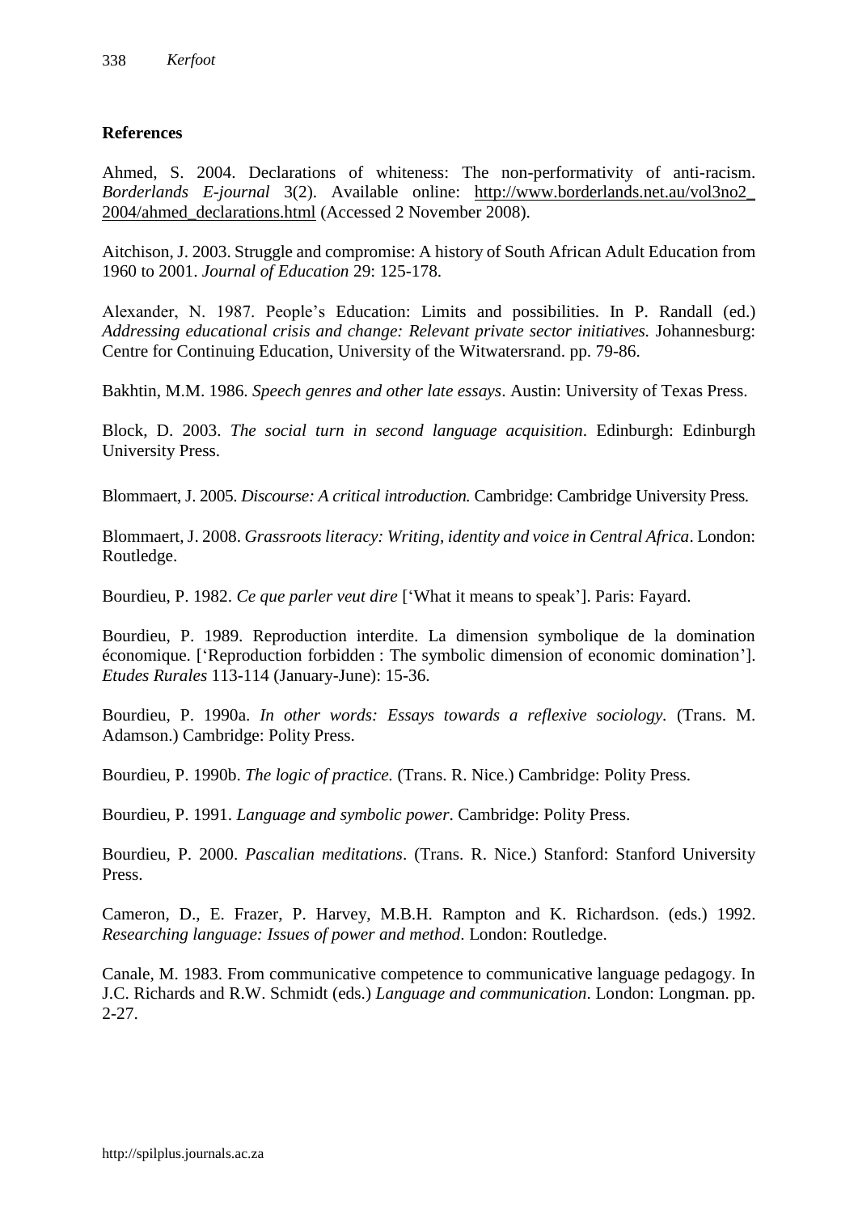## References

Ahmed, S. 2004. Declarations of whiteness: The non-performativity of anti-racism. *Borderlands E-journal* 3(2). Available online: http://www.borderlands.net.au/vol3no2_2004/ahmed_declarations.html (Accessed 2 November 2008).

Aitchison, J. 2003. Struggle and compromise: A history of South African Adult Education from 1960 to 2001. *Journal of Education* 29: 125-178.

Alexander, N. 1987. People's Education: Limits and possibilities. In P. Randall (ed.) *Addressing educational crisis and change: Relevant private sector initiatives.* Johannesburg: Centre for Continuing Education, University of the Witwatersrand. pp. 79-86.

Bakhtin, M.M. 1986. *Speech genres and other late essays*. Austin: University of Texas Press.

Block, D. 2003. *The social turn in second language acquisition*. Edinburgh: Edinburgh University Press.

Blommaert, J. 2005. *Discourse: A critical introduction.* Cambridge: Cambridge University Press.

Blommaert, J. 2008. *Grassroots literacy: Writing, identity and voice in Central Africa*. London: Routledge.

Bourdieu, P. 1982. *Ce que parler veut dire* ['What it means to speak']. Paris: Fayard.

Bourdieu, P. 1989. Reproduction interdite. La dimension symbolique de la domination économique. ['Reproduction forbidden : The symbolic dimension of economic domination']. *Etudes Rurales* 113-114 (January-June): 15-36.

Bourdieu, P. 1990a. *In other words: Essays towards a reflexive sociology.* (Trans. M. Adamson.) Cambridge: Polity Press.

Bourdieu, P. 1990b. *The logic of practice.* (Trans. R. Nice.) Cambridge: Polity Press.

Bourdieu, P. 1991. *Language and symbolic power*. Cambridge: Polity Press.

Bourdieu, P. 2000. *Pascalian meditations*. (Trans. R. Nice.) Stanford: Stanford University Press.

Cameron, D., E. Frazer, P. Harvey, M.B.H. Rampton and K. Richardson. (eds.) 1992. *Researching language: Issues of power and method*. London: Routledge.

Canale, M. 1983. From communicative competence to communicative language pedagogy. In J.C. Richards and R.W. Schmidt (eds.) *Language and communication*. London: Longman. pp. 2-27.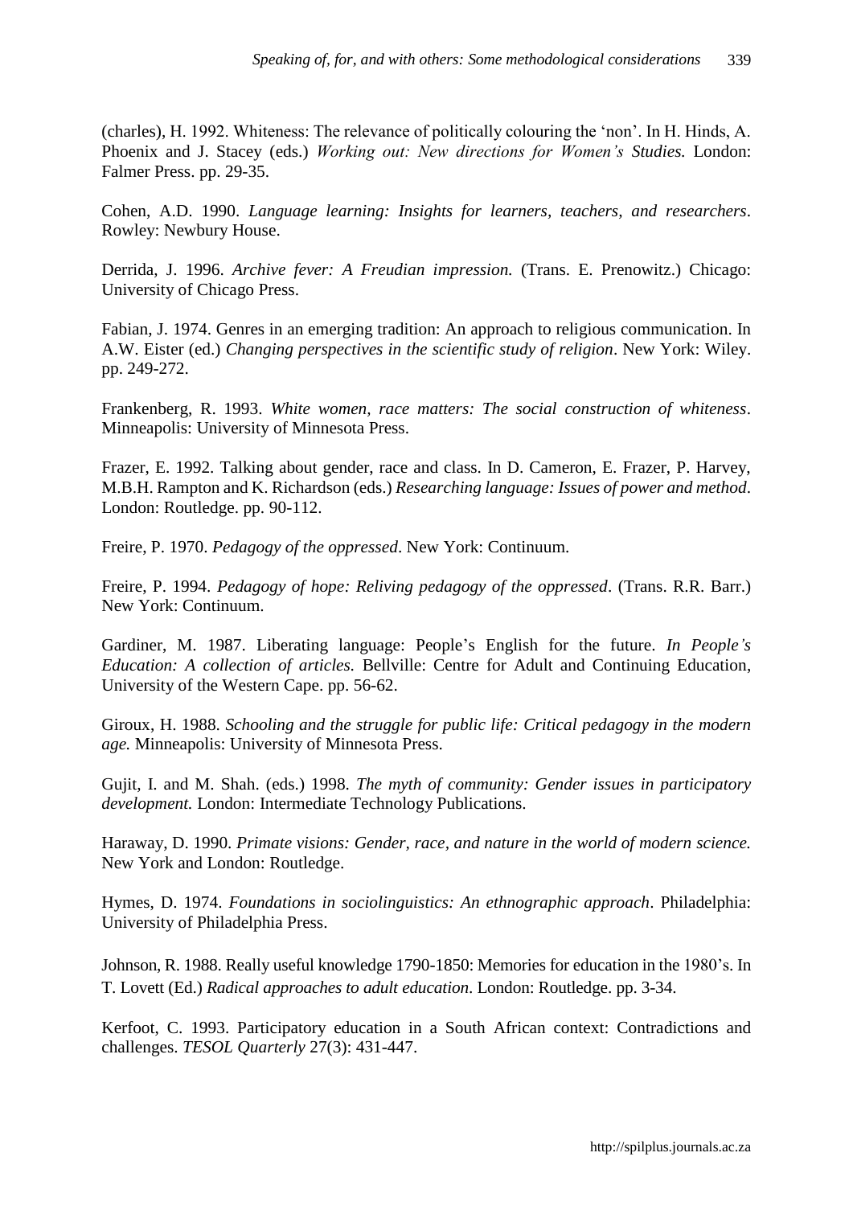(charles), H. 1992. Whiteness: The relevance of politically colouring the 'non'. In H. Hinds, A. Phoenix and J. Stacey (eds.) *Working out: New directions for Women's Studies.* London: Falmer Press. pp. 29-35.

Cohen, A.D. 1990. *Language learning: Insights for learners, teachers, and researchers*. Rowley: Newbury House.

Derrida, J. 1996. *Archive fever: A Freudian impression.* (Trans. E. Prenowitz.) Chicago: University of Chicago Press.

Fabian, J. 1974. Genres in an emerging tradition: An approach to religious communication. In A.W. Eister (ed.) *Changing perspectives in the scientific study of religion*. New York: Wiley. pp. 249-272.

Frankenberg, R. 1993. *White women, race matters: The social construction of whiteness*. Minneapolis: University of Minnesota Press.

Frazer, E. 1992. Talking about gender, race and class. In D. Cameron, E. Frazer, P. Harvey, M.B.H. Rampton and K. Richardson (eds.) *Researching language: Issues of power and method*. London: Routledge. pp. 90-112.

Freire, P. 1970. *Pedagogy of the oppressed*. New York: Continuum.

Freire, P. 1994. *Pedagogy of hope: Reliving pedagogy of the oppressed*. (Trans. R.R. Barr.) New York: Continuum.

Gardiner, M. 1987. Liberating language: People's English for the future. *In People's Education: A collection of articles.* Bellville: Centre for Adult and Continuing Education, University of the Western Cape. pp. 56-62.

Giroux, H. 1988. *Schooling and the struggle for public life: Critical pedagogy in the modern age.* Minneapolis: University of Minnesota Press.

Gujit, I. and M. Shah. (eds.) 1998. *The myth of community: Gender issues in participatory development.* London: Intermediate Technology Publications.

Haraway, D. 1990. *Primate visions: Gender, race, and nature in the world of modern science.* New York and London: Routledge.

Hymes, D. 1974. *Foundations in sociolinguistics: An ethnographic approach*. Philadelphia: University of Philadelphia Press.

Johnson, R. 1988. Really useful knowledge 1790-1850: Memories for education in the 1980's. In T. Lovett (Ed.) *Radical approaches to adult education*. London: Routledge. pp. 3-34.

Kerfoot, C. 1993. Participatory education in a South African context: Contradictions and challenges. *TESOL Quarterly* 27(3): 431-447.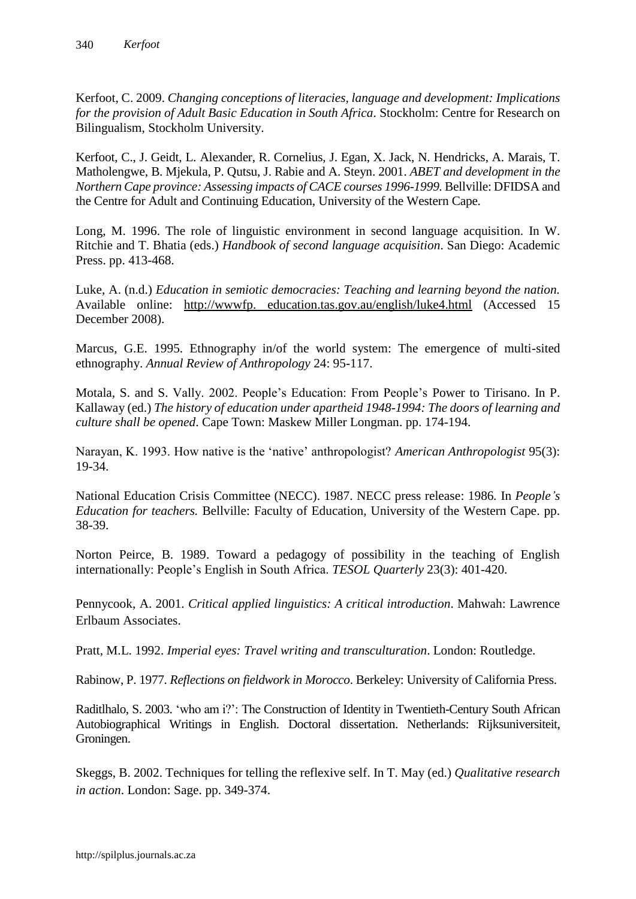Kerfoot, C. 2009. *Changing conceptions of literacies, language and development: Implications for the provision of Adult Basic Education in South Africa*. Stockholm: Centre for Research on Bilingualism, Stockholm University.

Kerfoot, C., J. Geidt, L. Alexander, R. Cornelius, J. Egan, X. Jack, N. Hendricks, A. Marais, T. Matholengwe, B. Mjekula, P. Qutsu, J. Rabie and A. Steyn. 2001. *ABET and development in the Northern Cape province: Assessing impacts of CACE courses 1996-1999.* Bellville: DFIDSA and the Centre for Adult and Continuing Education, University of the Western Cape.

Long, M. 1996. The role of linguistic environment in second language acquisition. In W. Ritchie and T. Bhatia (eds.) *Handbook of second language acquisition*. San Diego: Academic Press. pp. 413-468.

Luke, A. (n.d.) *Education in semiotic democracies: Teaching and learning beyond the nation.* Available online: http://wwwfp. education.tas.gov.au/english/luke4.html (Accessed 15 December 2008).

Marcus, G.E. 1995. Ethnography in/of the world system: The emergence of multi-sited ethnography. *Annual Review of Anthropology* 24: 95-117.

Motala, S. and S. Vally. 2002. People's Education: From People's Power to Tirisano. In P. Kallaway (ed.) *The history of education under apartheid 1948-1994: The doors of learning and culture shall be opened*. Cape Town: Maskew Miller Longman. pp. 174-194.

Narayan, K. 1993. How native is the 'native' anthropologist? *American Anthropologist* 95(3): 19-34.

National Education Crisis Committee (NECC). 1987. NECC press release: 1986. In *People's Education for teachers.* Bellville: Faculty of Education, University of the Western Cape. pp. 38-39.

Norton Peirce, B. 1989. Toward a pedagogy of possibility in the teaching of English internationally: People's English in South Africa. *TESOL Quarterly* 23(3): 401-420.

Pennycook, A. 2001. *Critical applied linguistics: A critical introduction*. Mahwah: Lawrence Erlbaum Associates.

Pratt, M.L. 1992. *Imperial eyes: Travel writing and transculturation*. London: Routledge.

Rabinow, P. 1977. *Reflections on fieldwork in Morocco*. Berkeley: University of California Press.

Raditlhalo, S. 2003. 'who am i?': The Construction of Identity in Twentieth-Century South African Autobiographical Writings in English. Doctoral dissertation. Netherlands: Rijksuniversiteit, Groningen.

Skeggs, B. 2002. Techniques for telling the reflexive self. In T. May (ed.) *Qualitative research in action*. London: Sage. pp. 349-374.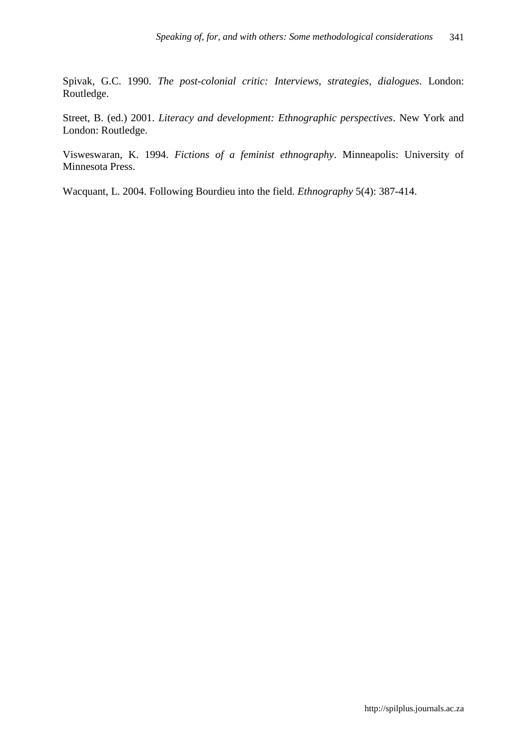Spivak, G.C. 1990. *The post-colonial critic: Interviews, strategies, dialogues*. London: Routledge.

Street, B. (ed.) 2001. *Literacy and development: Ethnographic perspectives*. New York and London: Routledge.

Visweswaran, K. 1994. *Fictions of a feminist ethnography*. Minneapolis: University of Minnesota Press.

Wacquant, L. 2004. Following Bourdieu into the field. *Ethnography* 5(4): 387-414.